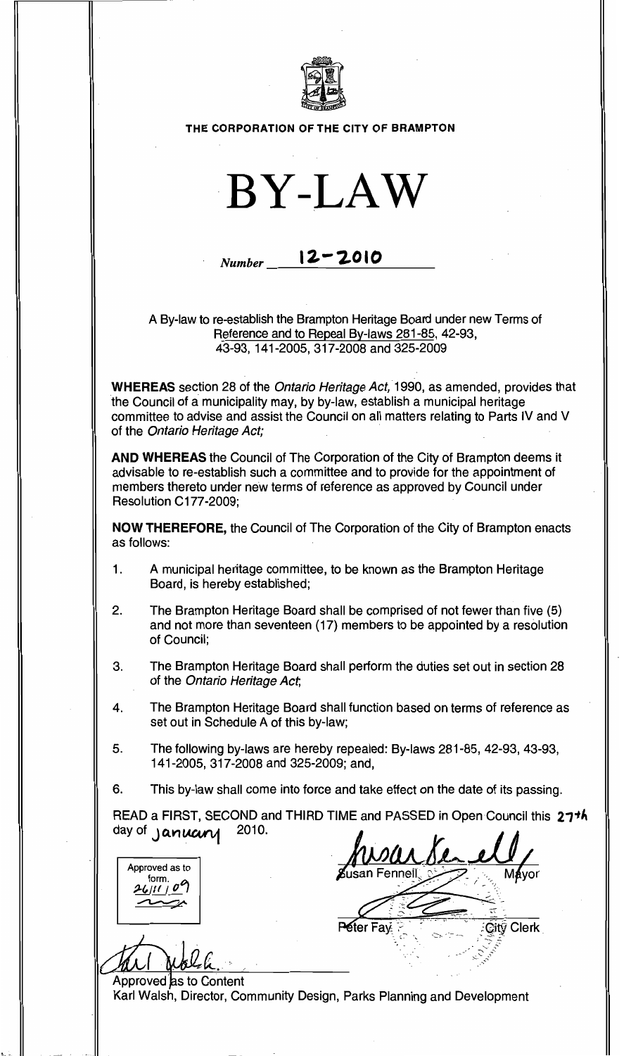THE CORPORATION OF THE CITY OF BRAMPTON

# BY-LAW

*Number* **12-2010**

A By-law to re-establish the Brampton Heritage Board under new Terms of Reference and to Repeal By-laws 281-85, 42-93, 43-93, 141-2005, 317-2008 and 325-2009

**WHEREAS** section 28 of the *Ontario Heritage Act,* 1990, as amended, provides that the Council of a municipality may, by by-law, establish a municipal heritage committee to advise and assist the Council on all matters relating to Parts IV and V of the *Ontario Heritage Act;*

**AND WHEREAS** the Council of The Corporation of the City of Brampton deems it advisable to re-establish such a committee and to provide for the appointment of members thereto under new terms of reference as approved by Council under Resolution C177-2009;

**NOW THEREFORE,** the Council of The Corporation of the City of Brampton enacts as follows:

1. A municipal heritage committee, to be known as the Brampton Heritage Board, is hereby established;

2. The Brampton Heritage Board shall be comprised of not fewer than five (5) and not more than seventeen (17) members to be appointed by a resolution of Council;

3. The Brampton Heritage Board shall perform the duties set out in section 28 of the *Ontario Heritage Act*;

4. The Brampton Heritage Board shall function based on terms of reference as set out in Schedule A of this by-law;

5. The following by-laws are hereby repealed: By-laws 281-85, 42-93, 43-93, 141-2005, 317-2008 and 325-2009; and,

6. This by-law shall come into force and take effect on the date of its passing.

READ a FIRST, SECOND and THIRD TIME and PASSED in Open Council this 27th day of January 2010.

Approved as to form. 26/11/09

Susan Fennell, Mayor

Peter Fay, City Clerk

Approved as to Content
Karl Walsh, Director, Community Design, Parks Planning and Development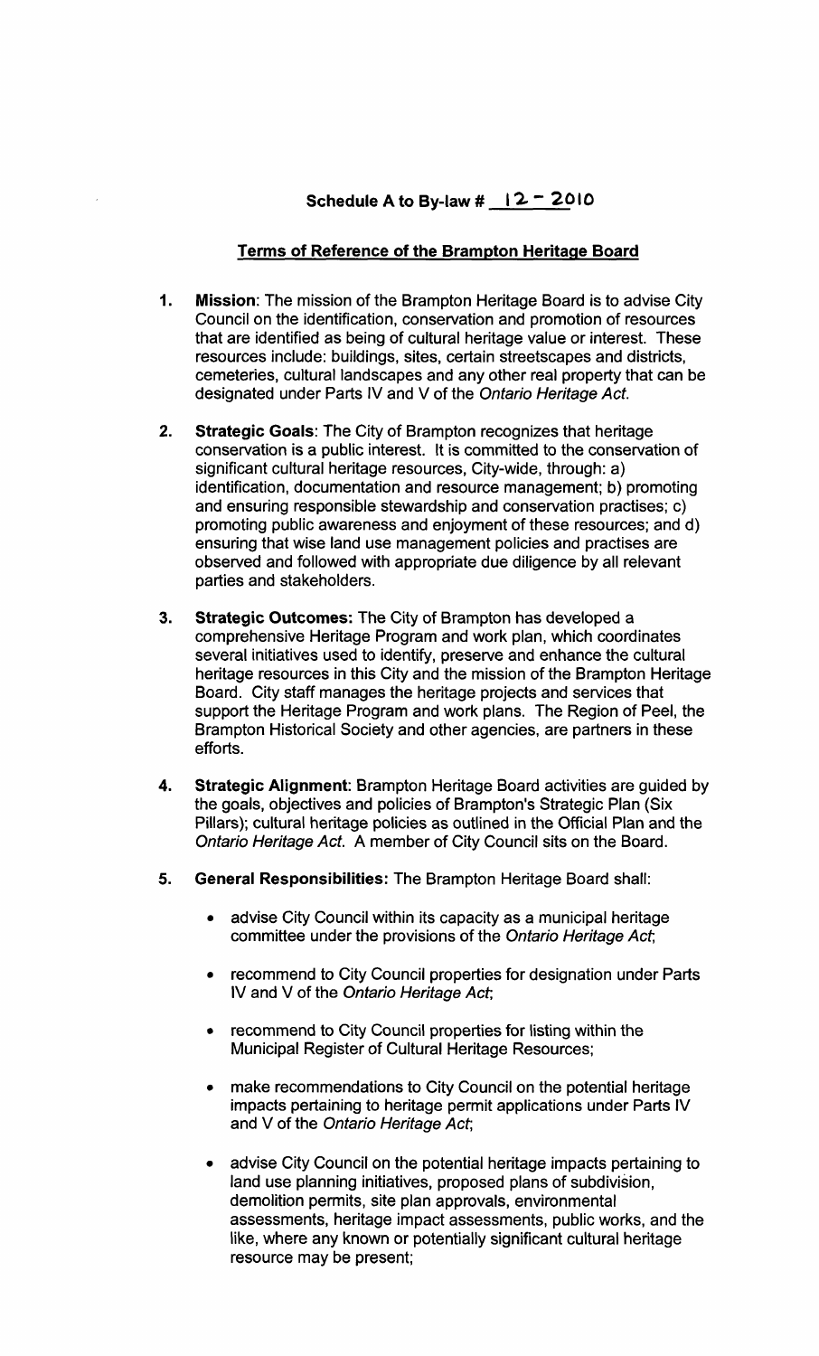# Schedule A to By-law # 12 - 2010

## Terms of Reference of the Brampton Heritage Board

1. **Mission**: The mission of the Brampton Heritage Board is to advise City Council on the identification, conservation and promotion of resources that are identified as being of cultural heritage value or interest. These resources include: buildings, sites, certain streetscapes and districts, cemeteries, cultural landscapes and any other real property that can be designated under Parts IV and V of the *Ontario Heritage Act*.

2. **Strategic Goals**: The City of Brampton recognizes that heritage conservation is a public interest. It is committed to the conservation of significant cultural heritage resources, City-wide, through: a) identification, documentation and resource management; b) promoting and ensuring responsible stewardship and conservation practises; c) promoting public awareness and enjoyment of these resources; and d) ensuring that wise land use management policies and practises are observed and followed with appropriate due diligence by all relevant parties and stakeholders.

3. **Strategic Outcomes:** The City of Brampton has developed a comprehensive Heritage Program and work plan, which coordinates several initiatives used to identify, preserve and enhance the cultural heritage resources in this City and the mission of the Brampton Heritage Board. City staff manages the heritage projects and services that support the Heritage Program and work plans. The Region of Peel, the Brampton Historical Society and other agencies, are partners in these efforts.

4. **Strategic Alignment**: Brampton Heritage Board activities are guided by the goals, objectives and policies of Brampton's Strategic Plan (Six Pillars); cultural heritage policies as outlined in the Official Plan and the *Ontario Heritage Act*. A member of City Council sits on the Board.

5. **General Responsibilities:** The Brampton Heritage Board shall:

   - advise City Council within its capacity as a municipal heritage committee under the provisions of the *Ontario Heritage Act*;

   - recommend to City Council properties for designation under Parts IV and V of the *Ontario Heritage Act*;

   - recommend to City Council properties for listing within the Municipal Register of Cultural Heritage Resources;

   - make recommendations to City Council on the potential heritage impacts pertaining to heritage permit applications under Parts IV and V of the *Ontario Heritage Act*;

   - advise City Council on the potential heritage impacts pertaining to land use planning initiatives, proposed plans of subdivision, demolition permits, site plan approvals, environmental assessments, heritage impact assessments, public works, and the like, where any known or potentially significant cultural heritage resource may be present;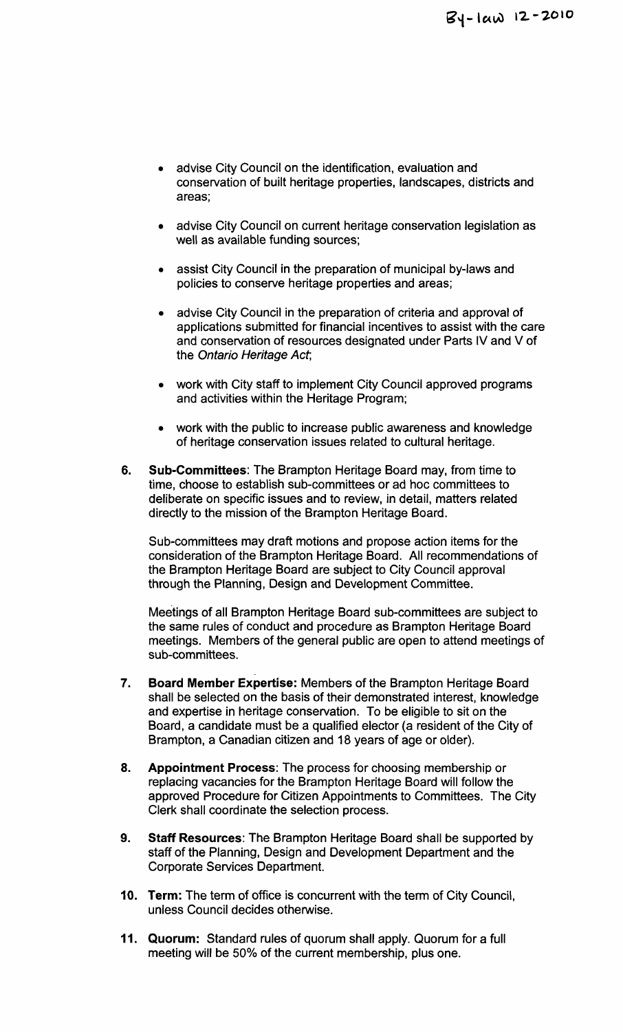- advise City Council on the identification, evaluation and conservation of built heritage properties, landscapes, districts and areas;
- advise City Council on current heritage conservation legislation as well as available funding sources;
- assist City Council in the preparation of municipal by-laws and policies to conserve heritage properties and areas;
- advise City Council in the preparation of criteria and approval of applications submitted for financial incentives to assist with the care and conservation of resources designated under Parts IV and V of the *Ontario Heritage Act*;
- work with City staff to implement City Council approved programs and activities within the Heritage Program;
- work with the public to increase public awareness and knowledge of heritage conservation issues related to cultural heritage.

6. **Sub-Committees**: The Brampton Heritage Board may, from time to time, choose to establish sub-committees or ad hoc committees to deliberate on specific issues and to review, in detail, matters related directly to the mission of the Brampton Heritage Board.

   Sub-committees may draft motions and propose action items for the consideration of the Brampton Heritage Board. All recommendations of the Brampton Heritage Board are subject to City Council approval through the Planning, Design and Development Committee.

   Meetings of all Brampton Heritage Board sub-committees are subject to the same rules of conduct and procedure as Brampton Heritage Board meetings. Members of the general public are open to attend meetings of sub-committees.

7. **Board Member Expertise:** Members of the Brampton Heritage Board shall be selected on the basis of their demonstrated interest, knowledge and expertise in heritage conservation. To be eligible to sit on the Board, a candidate must be a qualified elector (a resident of the City of Brampton, a Canadian citizen and 18 years of age or older).

8. **Appointment Process**: The process for choosing membership or replacing vacancies for the Brampton Heritage Board will follow the approved Procedure for Citizen Appointments to Committees. The City Clerk shall coordinate the selection process.

9. **Staff Resources**: The Brampton Heritage Board shall be supported by staff of the Planning, Design and Development Department and the Corporate Services Department.

10. **Term:** The term of office is concurrent with the term of City Council, unless Council decides otherwise.

11. **Quorum:** Standard rules of quorum shall apply. Quorum for a full meeting will be 50% of the current membership, plus one.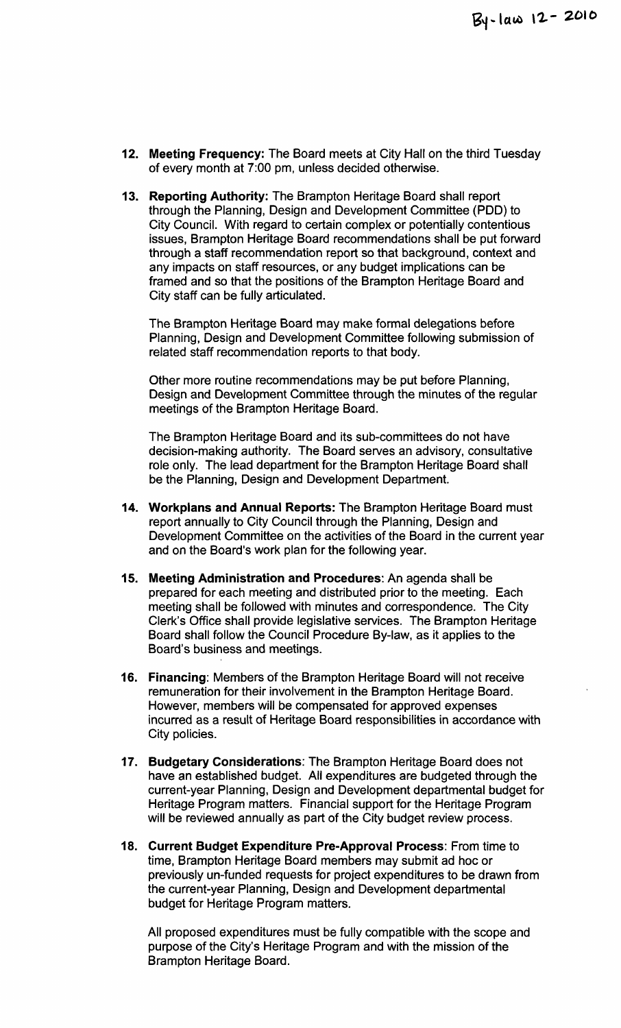By-law 12- 2010

12. **Meeting Frequency:** The Board meets at City Hall on the third Tuesday of every month at 7:00 pm, unless decided otherwise.

13. **Reporting Authority:** The Brampton Heritage Board shall report through the Planning, Design and Development Committee (PDD) to City Council. With regard to certain complex or potentially contentious issues, Brampton Heritage Board recommendations shall be put forward through a staff recommendation report so that background, context and any impacts on staff resources, or any budget implications can be framed and so that the positions of the Brampton Heritage Board and City staff can be fully articulated.

    The Brampton Heritage Board may make formal delegations before Planning, Design and Development Committee following submission of related staff recommendation reports to that body.

    Other more routine recommendations may be put before Planning, Design and Development Committee through the minutes of the regular meetings of the Brampton Heritage Board.

    The Brampton Heritage Board and its sub-committees do not have decision-making authority. The Board serves an advisory, consultative role only. The lead department for the Brampton Heritage Board shall be the Planning, Design and Development Department.

14. **Workplans and Annual Reports:** The Brampton Heritage Board must report annually to City Council through the Planning, Design and Development Committee on the activities of the Board in the current year and on the Board's work plan for the following year.

15. **Meeting Administration and Procedures**: An agenda shall be prepared for each meeting and distributed prior to the meeting. Each meeting shall be followed with minutes and correspondence. The City Clerk's Office shall provide legislative services. The Brampton Heritage Board shall follow the Council Procedure By-law, as it applies to the Board's business and meetings.

16. **Financing**: Members of the Brampton Heritage Board will not receive remuneration for their involvement in the Brampton Heritage Board. However, members will be compensated for approved expenses incurred as a result of Heritage Board responsibilities in accordance with City policies.

17. **Budgetary Considerations**: The Brampton Heritage Board does not have an established budget. All expenditures are budgeted through the current-year Planning, Design and Development departmental budget for Heritage Program matters. Financial support for the Heritage Program will be reviewed annually as part of the City budget review process.

18. **Current Budget Expenditure Pre-Approval Process**: From time to time, Brampton Heritage Board members may submit ad hoc or previously un-funded requests for project expenditures to be drawn from the current-year Planning, Design and Development departmental budget for Heritage Program matters.

    All proposed expenditures must be fully compatible with the scope and purpose of the City's Heritage Program and with the mission of the Brampton Heritage Board.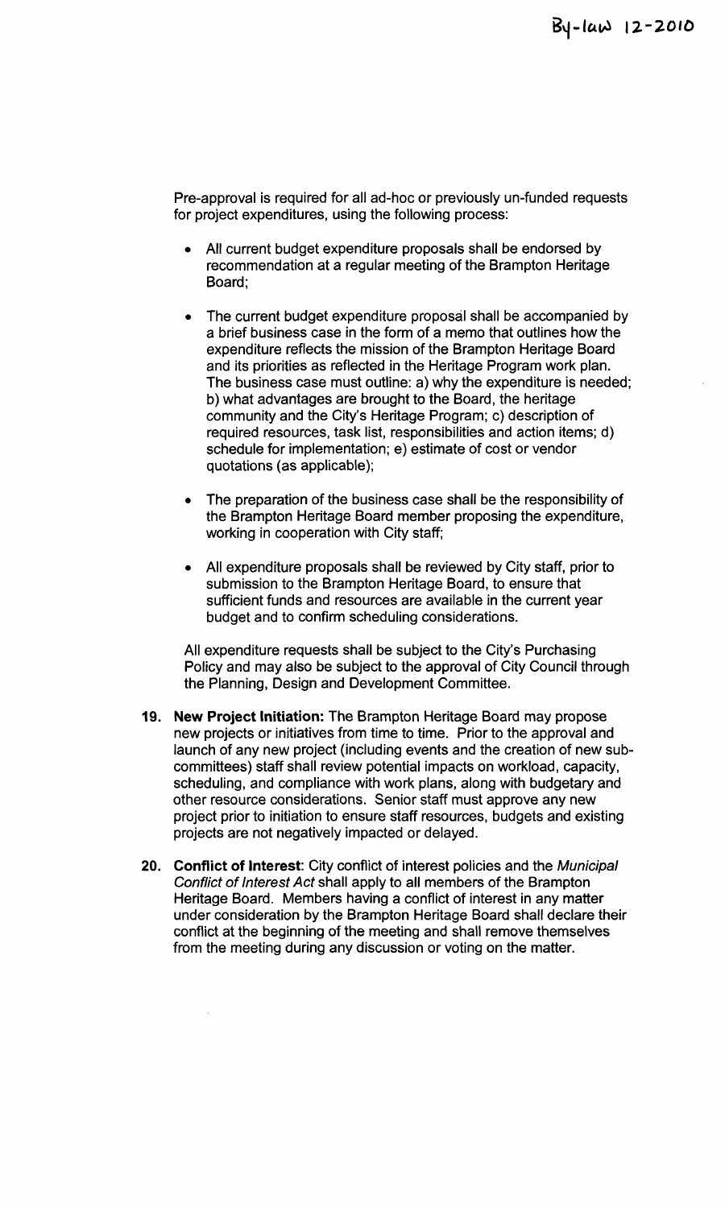By-law 12-2010

Pre-approval is required for all ad-hoc or previously un-funded requests for project expenditures, using the following process:

- All current budget expenditure proposals shall be endorsed by recommendation at a regular meeting of the Brampton Heritage Board;

- The current budget expenditure proposal shall be accompanied by a brief business case in the form of a memo that outlines how the expenditure reflects the mission of the Brampton Heritage Board and its priorities as reflected in the Heritage Program work plan. The business case must outline: a) why the expenditure is needed; b) what advantages are brought to the Board, the heritage community and the City's Heritage Program; c) description of required resources, task list, responsibilities and action items; d) schedule for implementation; e) estimate of cost or vendor quotations (as applicable);

- The preparation of the business case shall be the responsibility of the Brampton Heritage Board member proposing the expenditure, working in cooperation with City staff;

- All expenditure proposals shall be reviewed by City staff, prior to submission to the Brampton Heritage Board, to ensure that sufficient funds and resources are available in the current year budget and to confirm scheduling considerations.

All expenditure requests shall be subject to the City's Purchasing Policy and may also be subject to the approval of City Council through the Planning, Design and Development Committee.

19. **New Project Initiation:** The Brampton Heritage Board may propose new projects or initiatives from time to time. Prior to the approval and launch of any new project (including events and the creation of new sub-committees) staff shall review potential impacts on workload, capacity, scheduling, and compliance with work plans, along with budgetary and other resource considerations. Senior staff must approve any new project prior to initiation to ensure staff resources, budgets and existing projects are not negatively impacted or delayed.

20. **Conflict of Interest**: City conflict of interest policies and the *Municipal Conflict of Interest Act* shall apply to all members of the Brampton Heritage Board. Members having a conflict of interest in any matter under consideration by the Brampton Heritage Board shall declare their conflict at the beginning of the meeting and shall remove themselves from the meeting during any discussion or voting on the matter.